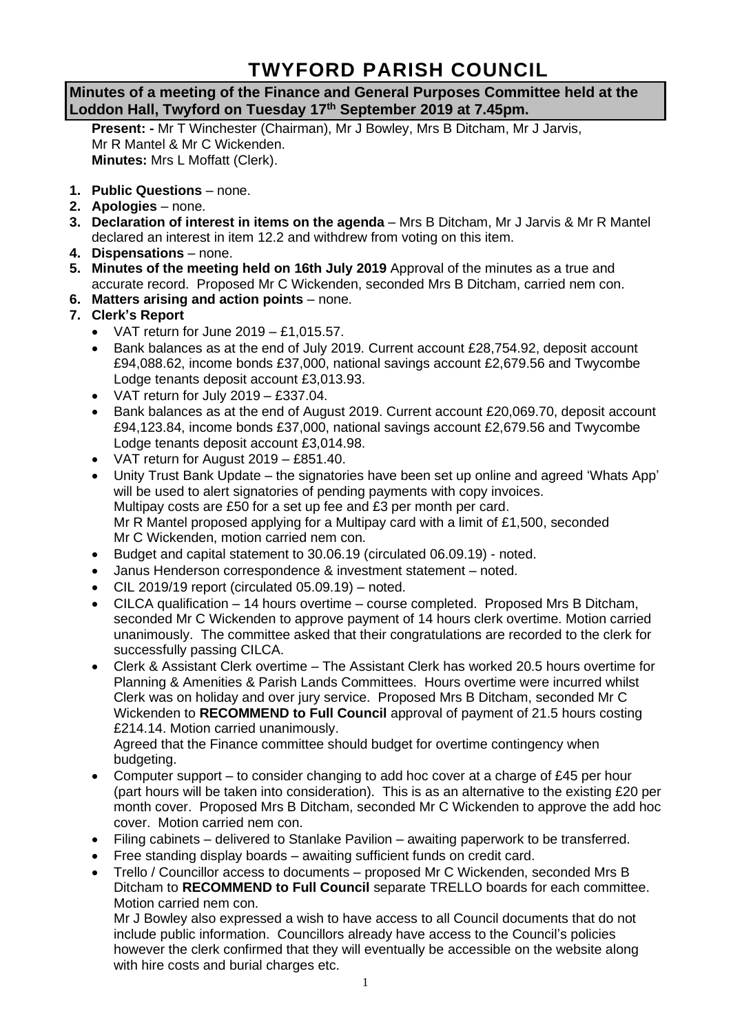# TWYFORD PARISH COUNCIL

**Minutes of a meeting of the Finance and General Purposes Committee held at the Loddon Hall, Twyford on Tuesday 17th September 2019 at 7.45pm.**

**Present: -** Mr T Winchester (Chairman), Mr J Bowley, Mrs B Ditcham, Mr J Jarvis, Mr R Mantel & Mr C Wickenden.
**Minutes:** Mrs L Moffatt (Clerk).

1. **Public Questions** – none.
2. **Apologies** – none.
3. **Declaration of interest in items on the agenda** – Mrs B Ditcham, Mr J Jarvis & Mr R Mantel declared an interest in item 12.2 and withdrew from voting on this item.
4. **Dispensations** – none.
5. **Minutes of the meeting held on 16th July 2019** Approval of the minutes as a true and accurate record. Proposed Mr C Wickenden, seconded Mrs B Ditcham, carried nem con.
6. **Matters arising and action points** – none.
7. **Clerk's Report**
   - VAT return for June 2019 – £1,015.57.
   - Bank balances as at the end of July 2019. Current account £28,754.92, deposit account £94,088.62, income bonds £37,000, national savings account £2,679.56 and Twycombe Lodge tenants deposit account £3,013.93.
   - VAT return for July 2019 – £337.04.
   - Bank balances as at the end of August 2019. Current account £20,069.70, deposit account £94,123.84, income bonds £37,000, national savings account £2,679.56 and Twycombe Lodge tenants deposit account £3,014.98.
   - VAT return for August 2019 – £851.40.
   - Unity Trust Bank Update – the signatories have been set up online and agreed 'Whats App' will be used to alert signatories of pending payments with copy invoices.
     Multipay costs are £50 for a set up fee and £3 per month per card.
     Mr R Mantel proposed applying for a Multipay card with a limit of £1,500, seconded Mr C Wickenden, motion carried nem con.
   - Budget and capital statement to 30.06.19 (circulated 06.09.19) - noted.
   - Janus Henderson correspondence & investment statement – noted.
   - CIL 2019/19 report (circulated 05.09.19) – noted.
   - CILCA qualification – 14 hours overtime – course completed. Proposed Mrs B Ditcham, seconded Mr C Wickenden to approve payment of 14 hours clerk overtime. Motion carried unanimously. The committee asked that their congratulations are recorded to the clerk for successfully passing CILCA.
   - Clerk & Assistant Clerk overtime – The Assistant Clerk has worked 20.5 hours overtime for Planning & Amenities & Parish Lands Committees. Hours overtime were incurred whilst Clerk was on holiday and over jury service. Proposed Mrs B Ditcham, seconded Mr C Wickenden to **RECOMMEND to Full Council** approval of payment of 21.5 hours costing £214.14. Motion carried unanimously.
     Agreed that the Finance committee should budget for overtime contingency when budgeting.
   - Computer support – to consider changing to add hoc cover at a charge of £45 per hour (part hours will be taken into consideration). This is as an alternative to the existing £20 per month cover. Proposed Mrs B Ditcham, seconded Mr C Wickenden to approve the add hoc cover. Motion carried nem con.
   - Filing cabinets – delivered to Stanlake Pavilion – awaiting paperwork to be transferred.
   - Free standing display boards – awaiting sufficient funds on credit card.
   - Trello / Councillor access to documents – proposed Mr C Wickenden, seconded Mrs B Ditcham to **RECOMMEND to Full Council** separate TRELLO boards for each committee. Motion carried nem con.
     Mr J Bowley also expressed a wish to have access to all Council documents that do not include public information. Councillors already have access to the Council's policies however the clerk confirmed that they will eventually be accessible on the website along with hire costs and burial charges etc.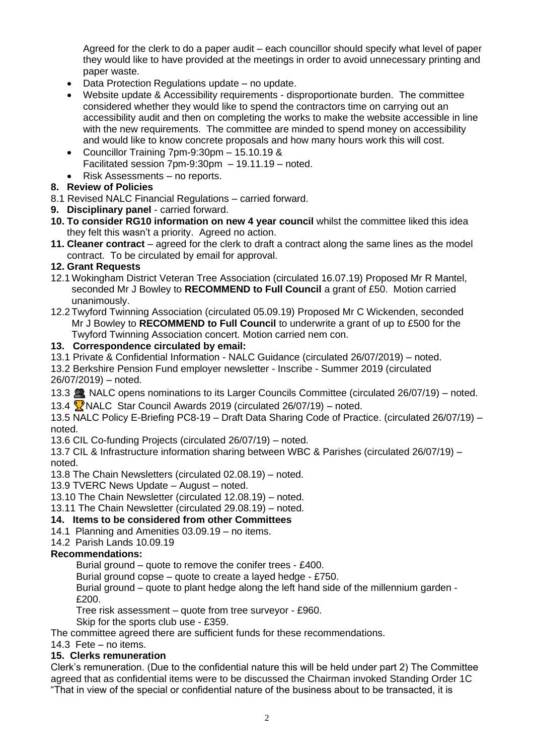Agreed for the clerk to do a paper audit – each councillor should specify what level of paper they would like to have provided at the meetings in order to avoid unnecessary printing and paper waste.

- Data Protection Regulations update – no update.
- Website update & Accessibility requirements - disproportionate burden. The committee considered whether they would like to spend the contractors time on carrying out an accessibility audit and then on completing the works to make the website accessible in line with the new requirements. The committee are minded to spend money on accessibility and would like to know concrete proposals and how many hours work this will cost.
- Councillor Training 7pm-9:30pm – 15.10.19 &
  Facilitated session 7pm-9:30pm – 19.11.19 – noted.
- Risk Assessments – no reports.

**8. Review of Policies**

8.1 Revised NALC Financial Regulations – carried forward.

**9. Disciplinary panel** - carried forward.

**10. To consider RG10 information on new 4 year council** whilst the committee liked this idea they felt this wasn't a priority. Agreed no action.

**11. Cleaner contract** – agreed for the clerk to draft a contract along the same lines as the model contract. To be circulated by email for approval.

**12. Grant Requests**

12.1 Wokingham District Veteran Tree Association (circulated 16.07.19) Proposed Mr R Mantel, seconded Mr J Bowley to **RECOMMEND to Full Council** a grant of £50. Motion carried unanimously.

12.2 Twyford Twinning Association (circulated 05.09.19) Proposed Mr C Wickenden, seconded Mr J Bowley to **RECOMMEND to Full Council** to underwrite a grant of up to £500 for the Twyford Twinning Association concert. Motion carried nem con.

**13. Correspondence circulated by email:**

13.1 Private & Confidential Information - NALC Guidance (circulated 26/07/2019) – noted.

13.2 Berkshire Pension Fund employer newsletter - Inscribe - Summer 2019 (circulated 26/07/2019) – noted.

13.3 NALC opens nominations to its Larger Councils Committee (circulated 26/07/19) – noted.

13.4 NALC Star Council Awards 2019 (circulated 26/07/19) – noted.

13.5 NALC Policy E-Briefing PC8-19 – Draft Data Sharing Code of Practice. (circulated 26/07/19) – noted.

13.6 CIL Co-funding Projects (circulated 26/07/19) – noted.

13.7 CIL & Infrastructure information sharing between WBC & Parishes (circulated 26/07/19) – noted.

13.8 The Chain Newsletters (circulated 02.08.19) – noted.

13.9 TVERC News Update – August – noted.

13.10 The Chain Newsletter (circulated 12.08.19) – noted.

13.11 The Chain Newsletter (circulated 29.08.19) – noted.

**14. Items to be considered from other Committees**

14.1 Planning and Amenities 03.09.19 – no items.

14.2 Parish Lands 10.09.19

**Recommendations:**

Burial ground – quote to remove the conifer trees - £400.

Burial ground copse – quote to create a layed hedge - £750.

Burial ground – quote to plant hedge along the left hand side of the millennium garden - £200.

Tree risk assessment – quote from tree surveyor - £960.

Skip for the sports club use - £359.

The committee agreed there are sufficient funds for these recommendations.

14.3 Fete – no items.

**15. Clerks remuneration**

Clerk's remuneration. (Due to the confidential nature this will be held under part 2) The Committee agreed that as confidential items were to be discussed the Chairman invoked Standing Order 1C "That in view of the special or confidential nature of the business about to be transacted, it is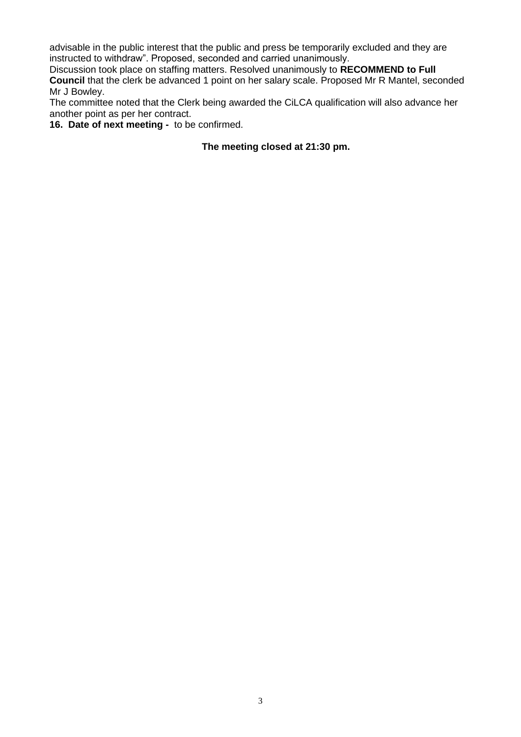advisable in the public interest that the public and press be temporarily excluded and they are instructed to withdraw". Proposed, seconded and carried unanimously.

Discussion took place on staffing matters. Resolved unanimously to **RECOMMEND to Full Council** that the clerk be advanced 1 point on her salary scale. Proposed Mr R Mantel, seconded Mr J Bowley.

The committee noted that the Clerk being awarded the CiLCA qualification will also advance her another point as per her contract.

**16. Date of next meeting -** to be confirmed.

**The meeting closed at 21:30 pm.**